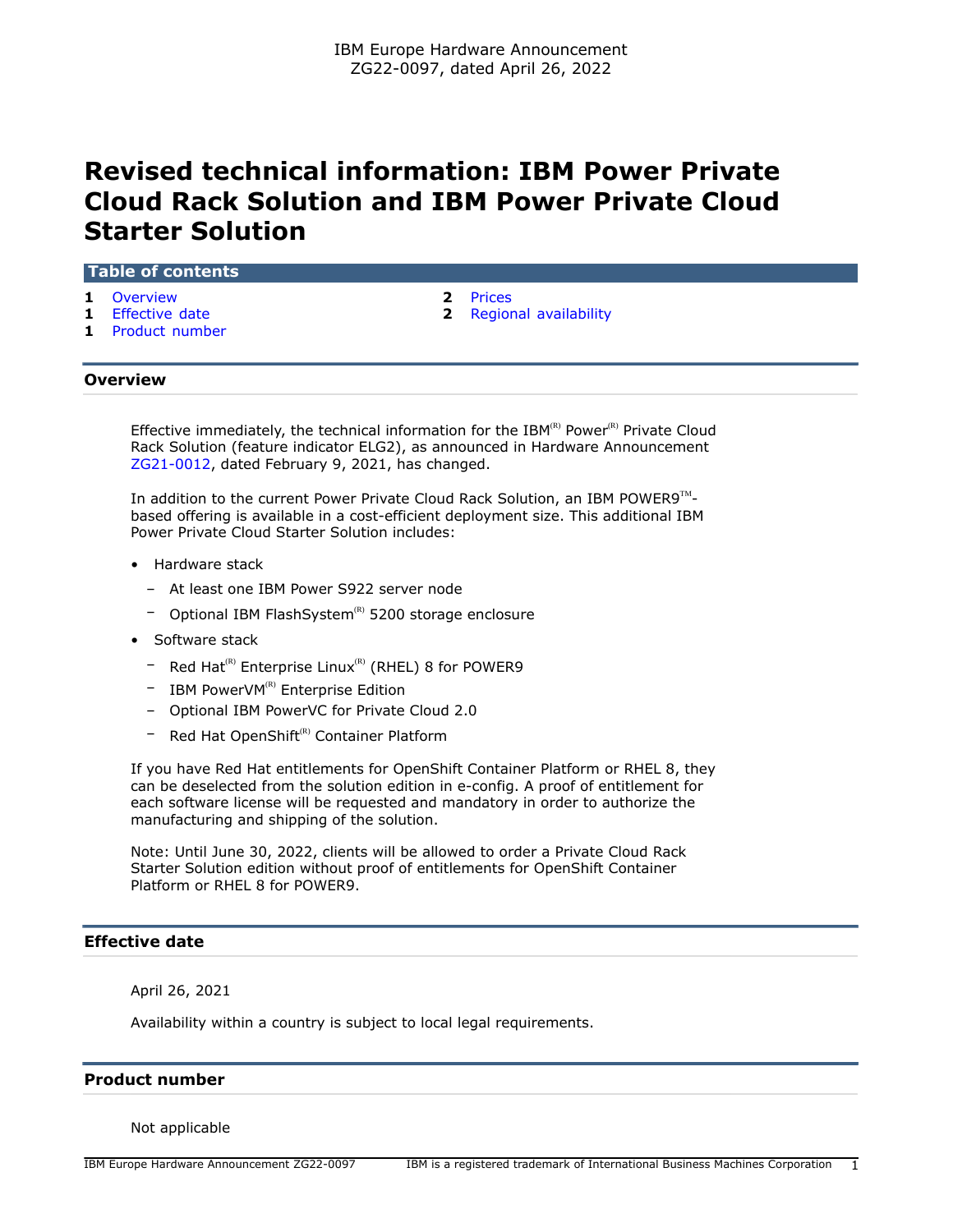IBM Europe Hardware Announcement
ZG22-0097, dated April 26, 2022

# Revised technical information: IBM Power Private Cloud Rack Solution and IBM Power Private Cloud Starter Solution

## Table of contents

- 1 Overview
- 1 Effective date
- 1 Product number
- 2 Prices
- 2 Regional availability

## Overview

Effective immediately, the technical information for the IBM(R) Power(R) Private Cloud Rack Solution (feature indicator ELG2), as announced in Hardware Announcement ZG21-0012, dated February 9, 2021, has changed.

In addition to the current Power Private Cloud Rack Solution, an IBM POWER9(TM)-based offering is available in a cost-efficient deployment size. This additional IBM Power Private Cloud Starter Solution includes:

- Hardware stack
  - At least one IBM Power S922 server node
  - Optional IBM FlashSystem(R) 5200 storage enclosure
- Software stack
  - Red Hat(R) Enterprise Linux(R) (RHEL) 8 for POWER9
  - IBM PowerVM(R) Enterprise Edition
  - Optional IBM PowerVC for Private Cloud 2.0
  - Red Hat OpenShift(R) Container Platform

If you have Red Hat entitlements for OpenShift Container Platform or RHEL 8, they can be deselected from the solution edition in e-config. A proof of entitlement for each software license will be requested and mandatory in order to authorize the manufacturing and shipping of the solution.

Note: Until June 30, 2022, clients will be allowed to order a Private Cloud Rack Starter Solution edition without proof of entitlements for OpenShift Container Platform or RHEL 8 for POWER9.

## Effective date

April 26, 2021

Availability within a country is subject to local legal requirements.

## Product number

Not applicable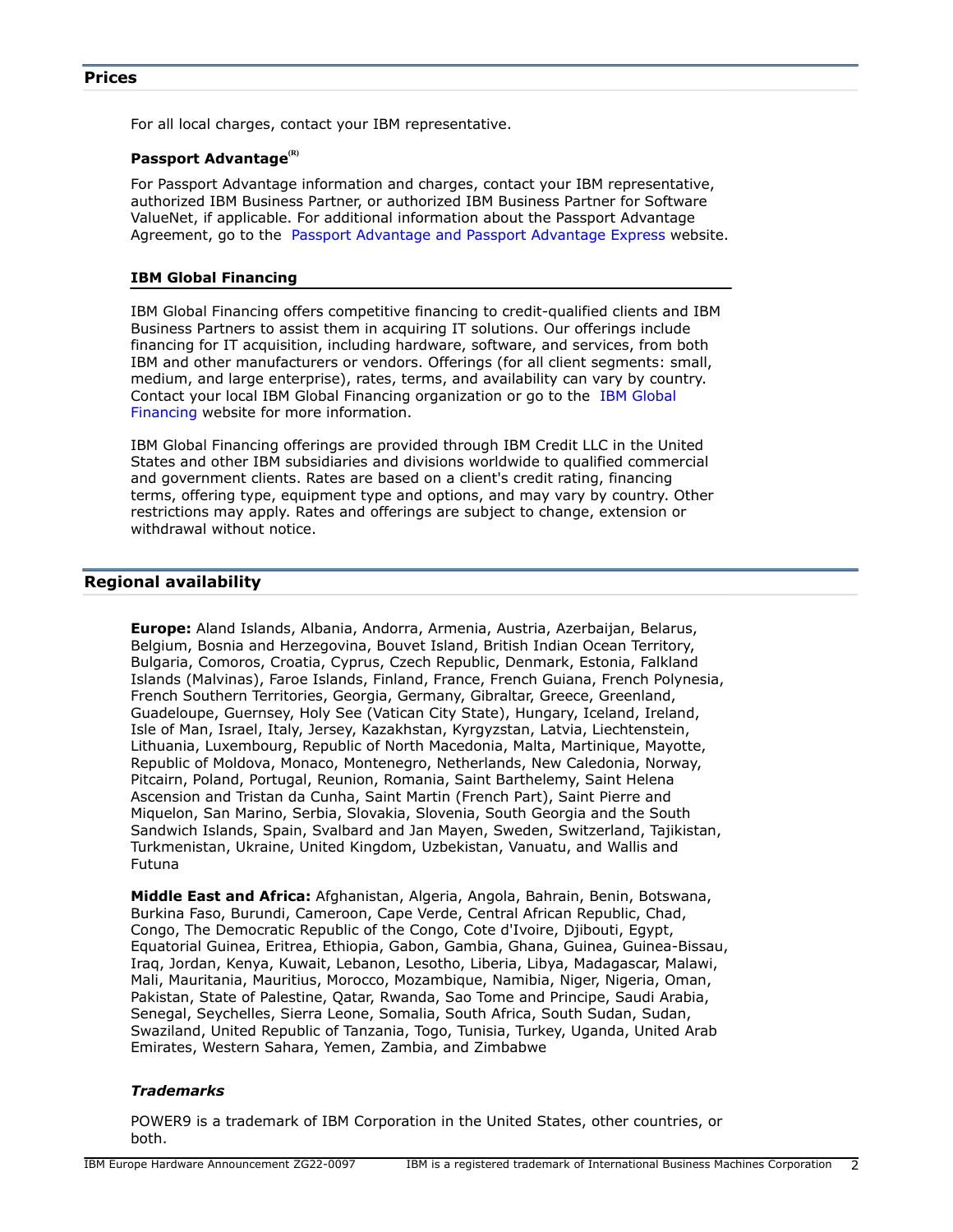## Prices

For all local charges, contact your IBM representative.

### Passport Advantage[(R)]

For Passport Advantage information and charges, contact your IBM representative, authorized IBM Business Partner, or authorized IBM Business Partner for Software ValueNet, if applicable. For additional information about the Passport Advantage Agreement, go to the Passport Advantage and Passport Advantage Express website.

### IBM Global Financing

IBM Global Financing offers competitive financing to credit-qualified clients and IBM Business Partners to assist them in acquiring IT solutions. Our offerings include financing for IT acquisition, including hardware, software, and services, from both IBM and other manufacturers or vendors. Offerings (for all client segments: small, medium, and large enterprise), rates, terms, and availability can vary by country. Contact your local IBM Global Financing organization or go to the IBM Global Financing website for more information.

IBM Global Financing offerings are provided through IBM Credit LLC in the United States and other IBM subsidiaries and divisions worldwide to qualified commercial and government clients. Rates are based on a client's credit rating, financing terms, offering type, equipment type and options, and may vary by country. Other restrictions may apply. Rates and offerings are subject to change, extension or withdrawal without notice.

## Regional availability

**Europe:** Aland Islands, Albania, Andorra, Armenia, Austria, Azerbaijan, Belarus, Belgium, Bosnia and Herzegovina, Bouvet Island, British Indian Ocean Territory, Bulgaria, Comoros, Croatia, Cyprus, Czech Republic, Denmark, Estonia, Falkland Islands (Malvinas), Faroe Islands, Finland, France, French Guiana, French Polynesia, French Southern Territories, Georgia, Germany, Gibraltar, Greece, Greenland, Guadeloupe, Guernsey, Holy See (Vatican City State), Hungary, Iceland, Ireland, Isle of Man, Israel, Italy, Jersey, Kazakhstan, Kyrgyzstan, Latvia, Liechtenstein, Lithuania, Luxembourg, Republic of North Macedonia, Malta, Martinique, Mayotte, Republic of Moldova, Monaco, Montenegro, Netherlands, New Caledonia, Norway, Pitcairn, Poland, Portugal, Reunion, Romania, Saint Barthelemy, Saint Helena Ascension and Tristan da Cunha, Saint Martin (French Part), Saint Pierre and Miquelon, San Marino, Serbia, Slovakia, Slovenia, South Georgia and the South Sandwich Islands, Spain, Svalbard and Jan Mayen, Sweden, Switzerland, Tajikistan, Turkmenistan, Ukraine, United Kingdom, Uzbekistan, Vanuatu, and Wallis and Futuna

**Middle East and Africa:** Afghanistan, Algeria, Angola, Bahrain, Benin, Botswana, Burkina Faso, Burundi, Cameroon, Cape Verde, Central African Republic, Chad, Congo, The Democratic Republic of the Congo, Cote d'Ivoire, Djibouti, Egypt, Equatorial Guinea, Eritrea, Ethiopia, Gabon, Gambia, Ghana, Guinea, Guinea-Bissau, Iraq, Jordan, Kenya, Kuwait, Lebanon, Lesotho, Liberia, Libya, Madagascar, Malawi, Mali, Mauritania, Mauritius, Morocco, Mozambique, Namibia, Niger, Nigeria, Oman, Pakistan, State of Palestine, Qatar, Rwanda, Sao Tome and Principe, Saudi Arabia, Senegal, Seychelles, Sierra Leone, Somalia, South Africa, South Sudan, Sudan, Swaziland, United Republic of Tanzania, Togo, Tunisia, Turkey, Uganda, United Arab Emirates, Western Sahara, Yemen, Zambia, and Zimbabwe

### *Trademarks*

POWER9 is a trademark of IBM Corporation in the United States, other countries, or both.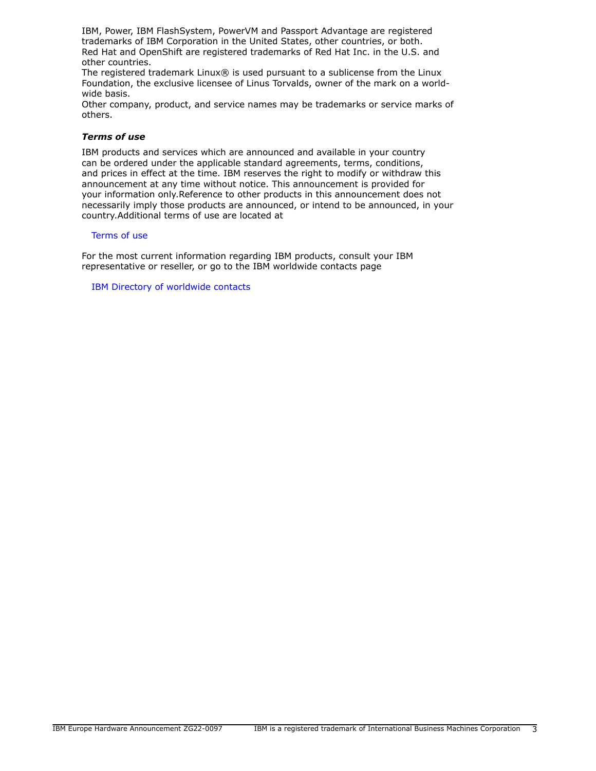IBM, Power, IBM FlashSystem, PowerVM and Passport Advantage are registered trademarks of IBM Corporation in the United States, other countries, or both.
Red Hat and OpenShift are registered trademarks of Red Hat Inc. in the U.S. and other countries.
The registered trademark Linux® is used pursuant to a sublicense from the Linux Foundation, the exclusive licensee of Linus Torvalds, owner of the mark on a world-wide basis.
Other company, product, and service names may be trademarks or service marks of others.

***Terms of use***

IBM products and services which are announced and available in your country can be ordered under the applicable standard agreements, terms, conditions, and prices in effect at the time. IBM reserves the right to modify or withdraw this announcement at any time without notice. This announcement is provided for your information only.Reference to other products in this announcement does not necessarily imply those products are announced, or intend to be announced, in your country.Additional terms of use are located at

Terms of use

For the most current information regarding IBM products, consult your IBM representative or reseller, or go to the IBM worldwide contacts page

IBM Directory of worldwide contacts